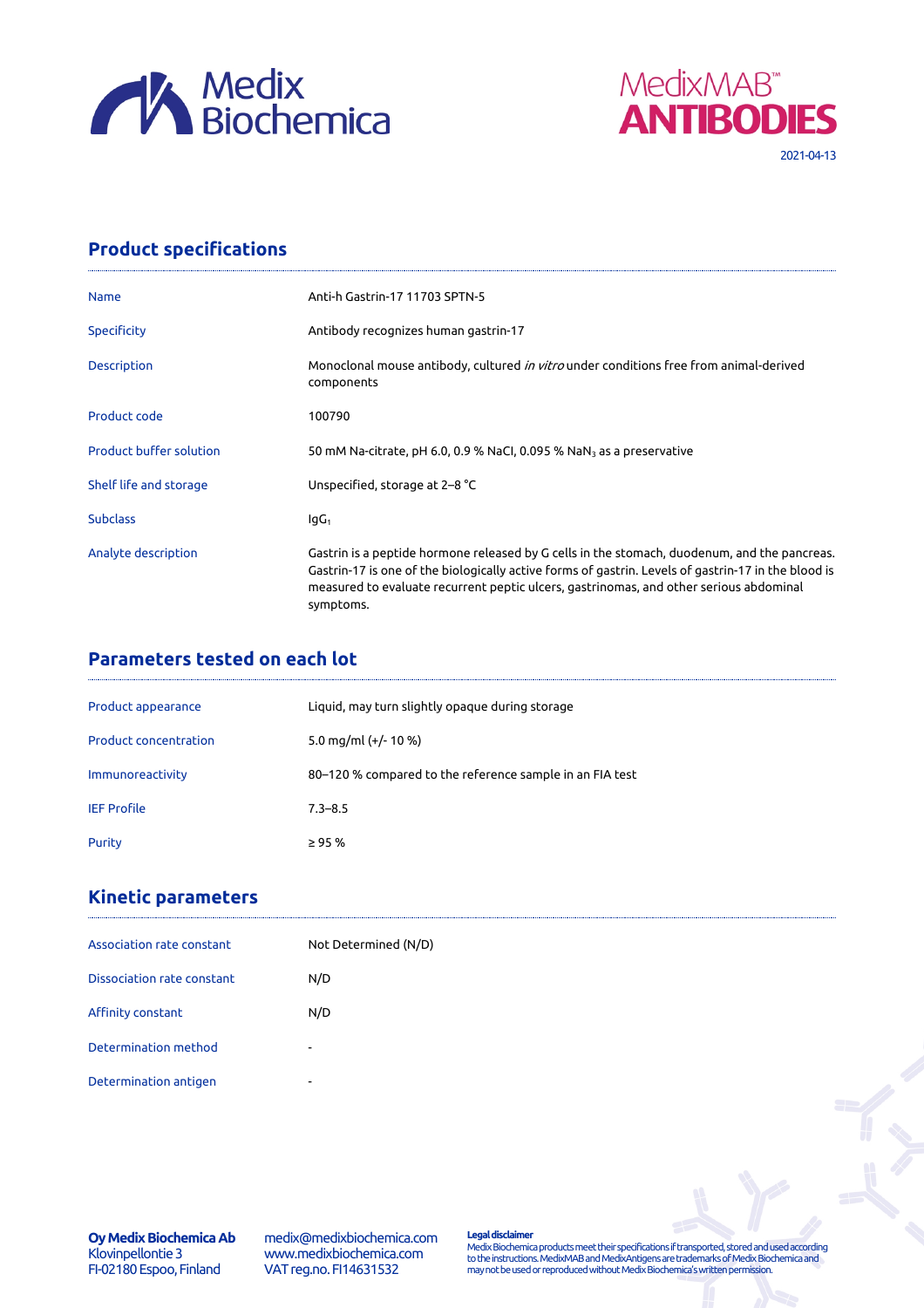Medix Biochemica

MedixMAB™ ANTIBODIES

2021-04-13

## Product specifications

| | |
|---|---|
| Name | Anti-h Gastrin-17 11703 SPTN-5 |
| Specificity | Antibody recognizes human gastrin-17 |
| Description | Monoclonal mouse antibody, cultured *in vitro* under conditions free from animal-derived components |
| Product code | 100790 |
| Product buffer solution | 50 mM Na-citrate, pH 6.0, 0.9 % NaCl, 0.095 % $NaN_3$ as a preservative |
| Shelf life and storage | Unspecified, storage at 2–8 °C |
| Subclass | $IgG_1$ |
| Analyte description | Gastrin is a peptide hormone released by G cells in the stomach, duodenum, and the pancreas. Gastrin-17 is one of the biologically active forms of gastrin. Levels of gastrin-17 in the blood is measured to evaluate recurrent peptic ulcers, gastrinomas, and other serious abdominal symptoms. |

## Parameters tested on each lot

| | |
|---|---|
| Product appearance | Liquid, may turn slightly opaque during storage |
| Product concentration | 5.0 mg/ml (+/- 10 %) |
| Immunoreactivity | 80–120 % compared to the reference sample in an FIA test |
| IEF Profile | 7.3–8.5 |
| Purity | ≥ 95 % |

## Kinetic parameters

| | |
|---|---|
| Association rate constant | Not Determined (N/D) |
| Dissociation rate constant | N/D |
| Affinity constant | N/D |
| Determination method | - |
| Determination antigen | - |

**Oy Medix Biochemica Ab**
Klovinpellontie 3
FI-02180 Espoo, Finland

medix@medixbiochemica.com
www.medixbiochemica.com
VAT reg.no. FI14631532

**Legal disclaimer**
Medix Biochemica products meet their specifications if transported, stored and used according to the instructions. MedixMAB and MedixAntigens are trademarks of Medix Biochemica and may not be used or reproduced without Medix Biochemica's written permission.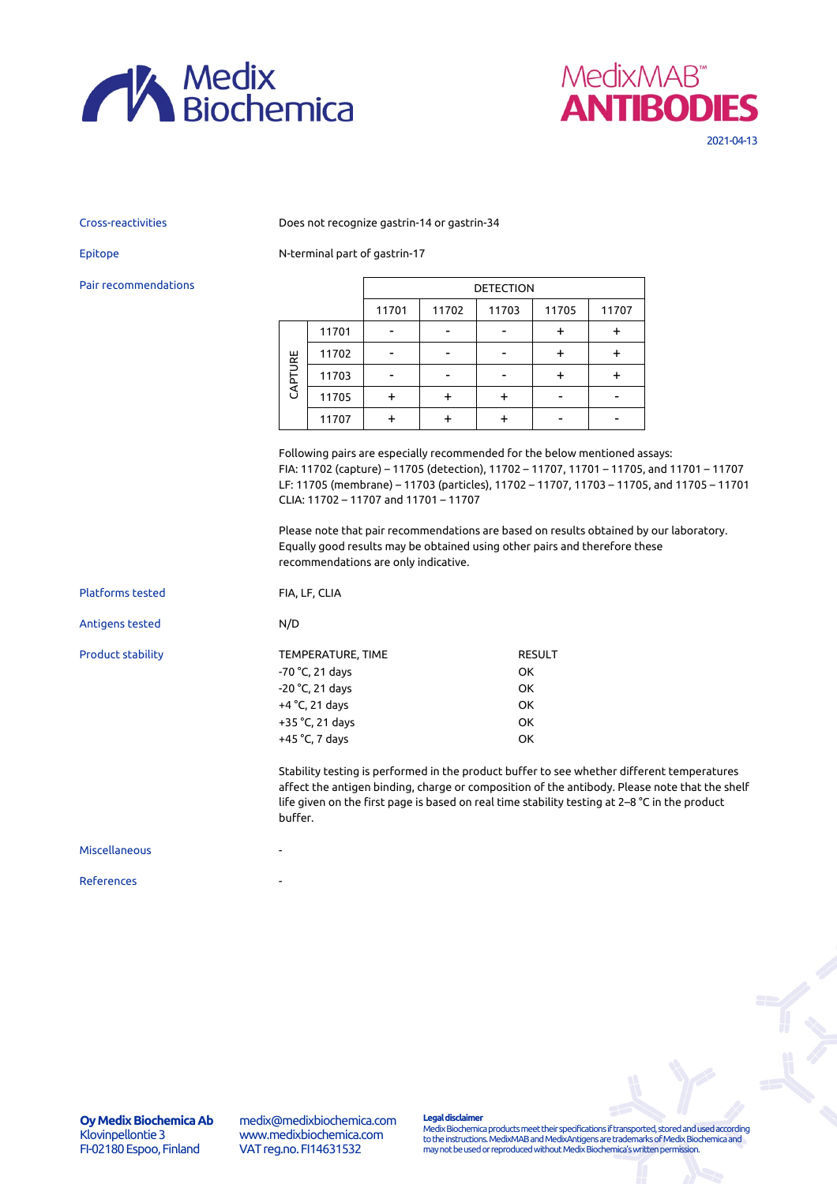Cross-reactivities: Does not recognize gastrin-14 or gastrin-34

Epitope: N-terminal part of gastrin-17

Pair recommendations:

| | | DETECTION | | | | |
|---|---|---|---|---|---|---|
| | | 11701 | 11702 | 11703 | 11705 | 11707 |
| CAPTURE | 11701 | - | - | - | + | + |
| | 11702 | - | - | - | + | + |
| | 11703 | - | - | - | + | + |
| | 11705 | + | + | + | - | - |
| | 11707 | + | + | + | - | - |

Following pairs are especially recommended for the below mentioned assays:
FIA: 11702 (capture) – 11705 (detection), 11702 – 11707, 11701 – 11705, and 11701 – 11707
LF: 11705 (membrane) – 11703 (particles), 11702 – 11707, 11703 – 11705, and 11705 – 11701
CLIA: 11702 – 11707 and 11701 – 11707

Please note that pair recommendations are based on results obtained by our laboratory. Equally good results may be obtained using other pairs and therefore these recommendations are only indicative.

Platforms tested: FIA, LF, CLIA

Antigens tested: N/D

Product stability:

| TEMPERATURE, TIME | RESULT |
|---|---|
| -70 °C, 21 days | OK |
| -20 °C, 21 days | OK |
| +4 °C, 21 days | OK |
| +35 °C, 21 days | OK |
| +45 °C, 7 days | OK |

Stability testing is performed in the product buffer to see whether different temperatures affect the antigen binding, charge or composition of the antibody. Please note that the shelf life given on the first page is based on real time stability testing at 2–8 °C in the product buffer.

Miscellaneous: -

References: -

**Oy Medix Biochemica Ab**
Klovinpellontie 3
FI-02180 Espoo, Finland

medix@medixbiochemica.com
www.medixbiochemica.com
VAT reg.no. FI14631532

**Legal disclaimer**
Medix Biochemica products meet their specifications if transported, stored and used according to the instructions. MedixMAB and MedixAntigens are trademarks of Medix Biochemica and may not be used or reproduced without Medix Biochemica's written permission.